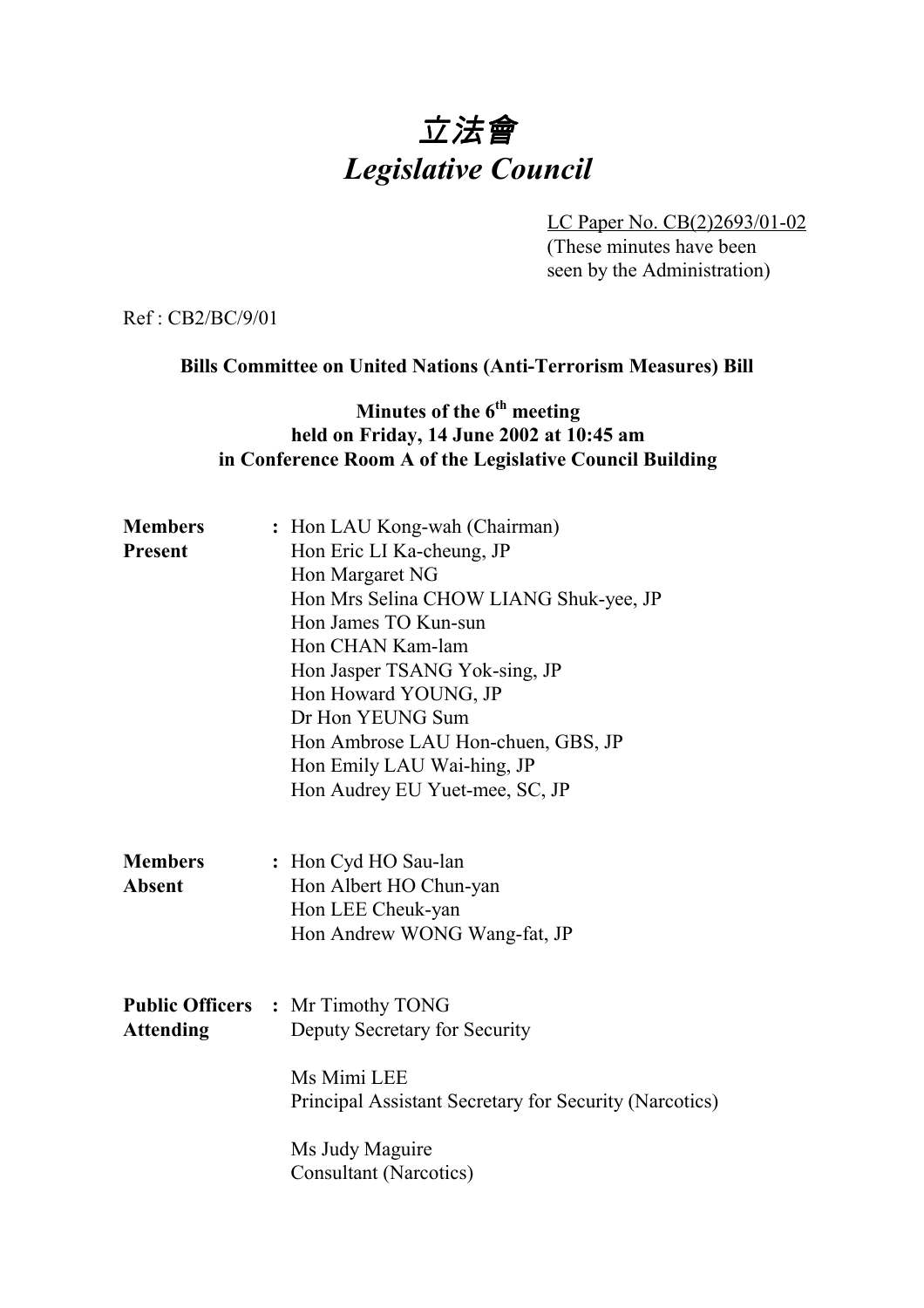# 立法會
# *Legislative Council*

LC Paper No. CB(2)2693/01-02
(These minutes have been seen by the Administration)

Ref : CB2/BC/9/01

**Bills Committee on United Nations (Anti-Terrorism Measures) Bill**

**Minutes of the 6th meeting held on Friday, 14 June 2002 at 10:45 am in Conference Room A of the Legislative Council Building**

**Members Present** : Hon LAU Kong-wah (Chairman)
Hon Eric LI Ka-cheung, JP
Hon Margaret NG
Hon Mrs Selina CHOW LIANG Shuk-yee, JP
Hon James TO Kun-sun
Hon CHAN Kam-lam
Hon Jasper TSANG Yok-sing, JP
Hon Howard YOUNG, JP
Dr Hon YEUNG Sum
Hon Ambrose LAU Hon-chuen, GBS, JP
Hon Emily LAU Wai-hing, JP
Hon Audrey EU Yuet-mee, SC, JP

**Members Absent** : Hon Cyd HO Sau-lan
Hon Albert HO Chun-yan
Hon LEE Cheuk-yan
Hon Andrew WONG Wang-fat, JP

**Public Officers Attending** : Mr Timothy TONG
Deputy Secretary for Security

Ms Mimi LEE
Principal Assistant Secretary for Security (Narcotics)

Ms Judy Maguire
Consultant (Narcotics)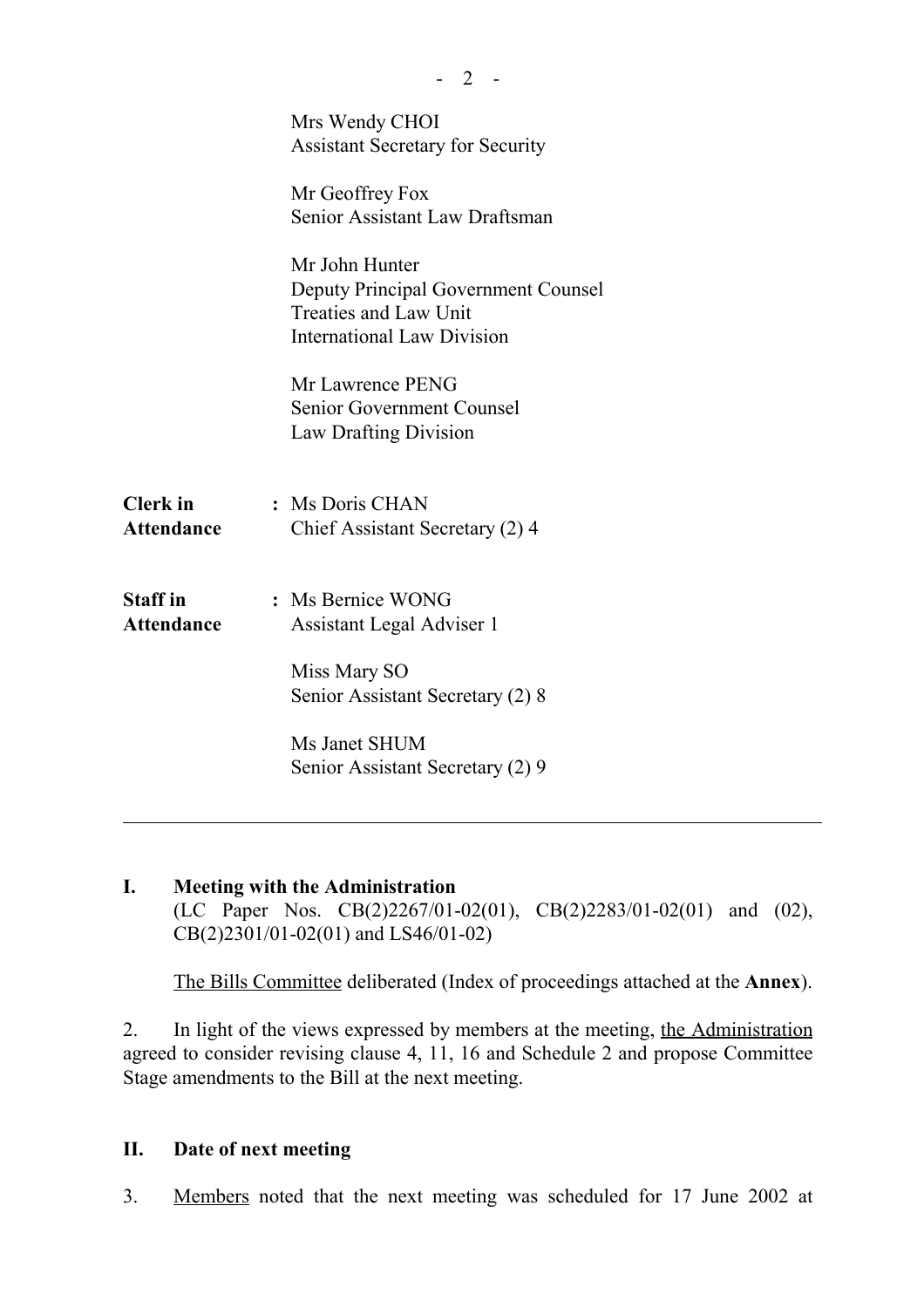Mrs Wendy CHOI
Assistant Secretary for Security

Mr Geoffrey Fox
Senior Assistant Law Draftsman

Mr John Hunter
Deputy Principal Government Counsel
Treaties and Law Unit
International Law Division

Mr Lawrence PENG
Senior Government Counsel
Law Drafting Division

**Clerk in Attendance** : Ms Doris CHAN
Chief Assistant Secretary (2) 4

**Staff in Attendance** : Ms Bernice WONG
Assistant Legal Adviser 1

Miss Mary SO
Senior Assistant Secretary (2) 8

Ms Janet SHUM
Senior Assistant Secretary (2) 9

---

## I. Meeting with the Administration

(LC Paper Nos. CB(2)2267/01-02(01), CB(2)2283/01-02(01) and (02), CB(2)2301/01-02(01) and LS46/01-02)

The Bills Committee deliberated (Index of proceedings attached at the **Annex**).

2. In light of the views expressed by members at the meeting, the Administration agreed to consider revising clause 4, 11, 16 and Schedule 2 and propose Committee Stage amendments to the Bill at the next meeting.

## II. Date of next meeting

3. Members noted that the next meeting was scheduled for 17 June 2002 at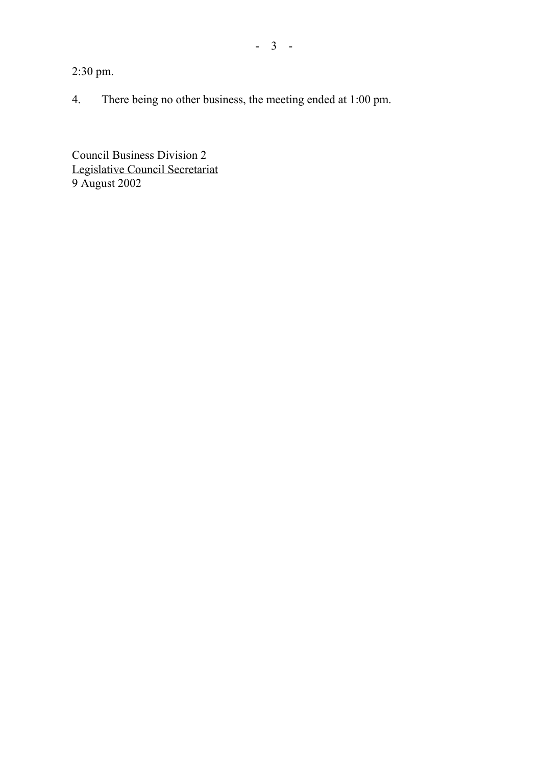2:30 pm.

4. There being no other business, the meeting ended at 1:00 pm.

Council Business Division 2
Legislative Council Secretariat
9 August 2002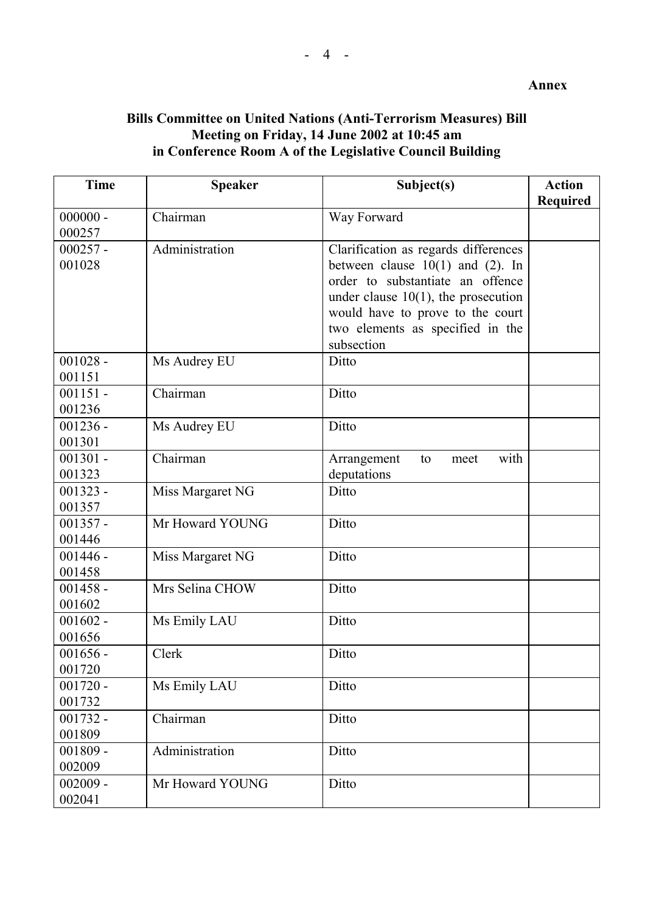**Annex**

**Bills Committee on United Nations (Anti-Terrorism Measures) Bill**
**Meeting on Friday, 14 June 2002 at 10:45 am**
**in Conference Room A of the Legislative Council Building**

| Time | Speaker | Subject(s) | Action Required |
|---|---|---|---|
| 000000 - 000257 | Chairman | Way Forward | |
| 000257 - 001028 | Administration | Clarification as regards differences between clause 10(1) and (2). In order to substantiate an offence under clause 10(1), the prosecution would have to prove to the court two elements as specified in the subsection | |
| 001028 - 001151 | Ms Audrey EU | Ditto | |
| 001151 - 001236 | Chairman | Ditto | |
| 001236 - 001301 | Ms Audrey EU | Ditto | |
| 001301 - 001323 | Chairman | Arrangement to meet with deputations | |
| 001323 - 001357 | Miss Margaret NG | Ditto | |
| 001357 - 001446 | Mr Howard YOUNG | Ditto | |
| 001446 - 001458 | Miss Margaret NG | Ditto | |
| 001458 - 001602 | Mrs Selina CHOW | Ditto | |
| 001602 - 001656 | Ms Emily LAU | Ditto | |
| 001656 - 001720 | Clerk | Ditto | |
| 001720 - 001732 | Ms Emily LAU | Ditto | |
| 001732 - 001809 | Chairman | Ditto | |
| 001809 - 002009 | Administration | Ditto | |
| 002009 - 002041 | Mr Howard YOUNG | Ditto | |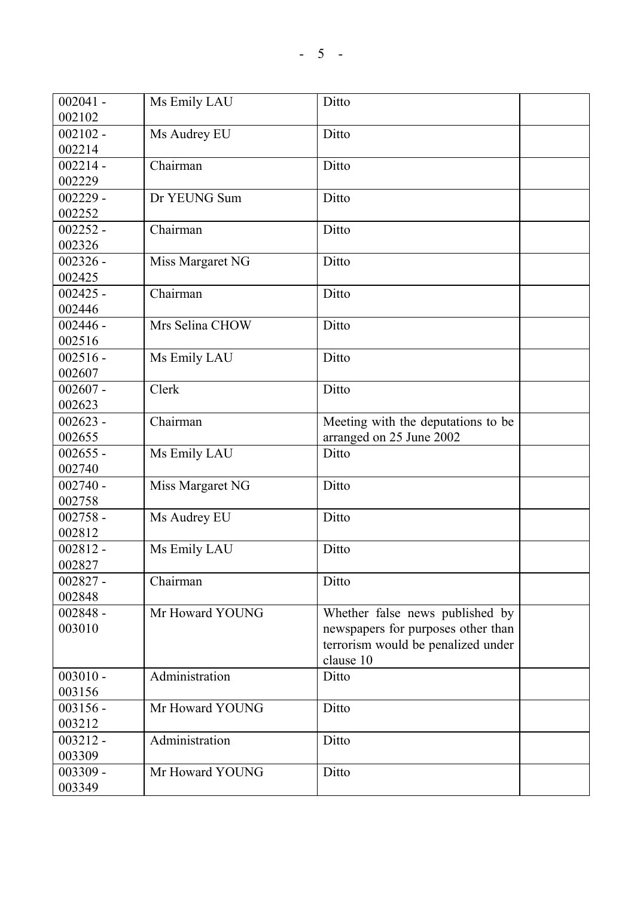| | | | |
|---|---|---|---|
| 002041 - 002102 | Ms Emily LAU | Ditto | |
| 002102 - 002214 | Ms Audrey EU | Ditto | |
| 002214 - 002229 | Chairman | Ditto | |
| 002229 - 002252 | Dr YEUNG Sum | Ditto | |
| 002252 - 002326 | Chairman | Ditto | |
| 002326 - 002425 | Miss Margaret NG | Ditto | |
| 002425 - 002446 | Chairman | Ditto | |
| 002446 - 002516 | Mrs Selina CHOW | Ditto | |
| 002516 - 002607 | Ms Emily LAU | Ditto | |
| 002607 - 002623 | Clerk | Ditto | |
| 002623 - 002655 | Chairman | Meeting with the deputations to be arranged on 25 June 2002 | |
| 002655 - 002740 | Ms Emily LAU | Ditto | |
| 002740 - 002758 | Miss Margaret NG | Ditto | |
| 002758 - 002812 | Ms Audrey EU | Ditto | |
| 002812 - 002827 | Ms Emily LAU | Ditto | |
| 002827 - 002848 | Chairman | Ditto | |
| 002848 - 003010 | Mr Howard YOUNG | Whether false news published by newspapers for purposes other than terrorism would be penalized under clause 10 | |
| 003010 - 003156 | Administration | Ditto | |
| 003156 - 003212 | Mr Howard YOUNG | Ditto | |
| 003212 - 003309 | Administration | Ditto | |
| 003309 - 003349 | Mr Howard YOUNG | Ditto | |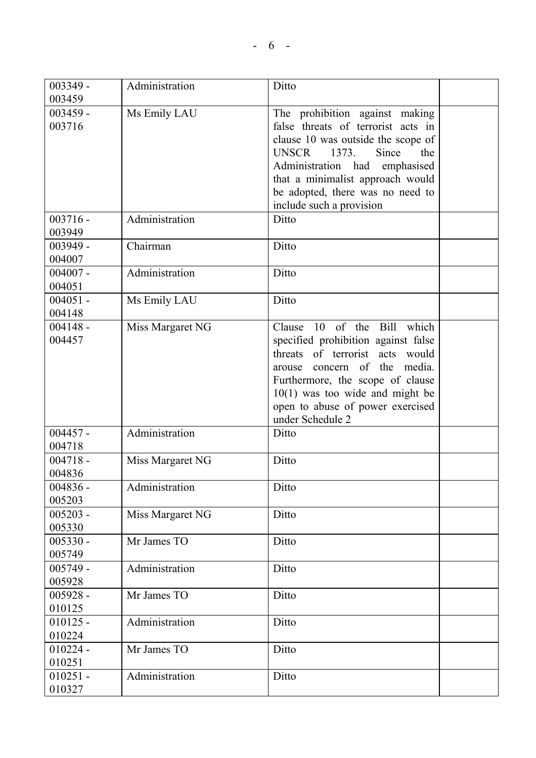| | | | |
|---|---|---|---|
| 003349 - 003459 | Administration | Ditto | |
| 003459 - 003716 | Ms Emily LAU | The prohibition against making false threats of terrorist acts in clause 10 was outside the scope of UNSCR 1373. Since the Administration had emphasised that a minimalist approach would be adopted, there was no need to include such a provision | |
| 003716 - 003949 | Administration | Ditto | |
| 003949 - 004007 | Chairman | Ditto | |
| 004007 - 004051 | Administration | Ditto | |
| 004051 - 004148 | Ms Emily LAU | Ditto | |
| 004148 - 004457 | Miss Margaret NG | Clause 10 of the Bill which specified prohibition against false threats of terrorist acts would arouse concern of the media. Furthermore, the scope of clause 10(1) was too wide and might be open to abuse of power exercised under Schedule 2 | |
| 004457 - 004718 | Administration | Ditto | |
| 004718 - 004836 | Miss Margaret NG | Ditto | |
| 004836 - 005203 | Administration | Ditto | |
| 005203 - 005330 | Miss Margaret NG | Ditto | |
| 005330 - 005749 | Mr James TO | Ditto | |
| 005749 - 005928 | Administration | Ditto | |
| 005928 - 010125 | Mr James TO | Ditto | |
| 010125 - 010224 | Administration | Ditto | |
| 010224 - 010251 | Mr James TO | Ditto | |
| 010251 - 010327 | Administration | Ditto | |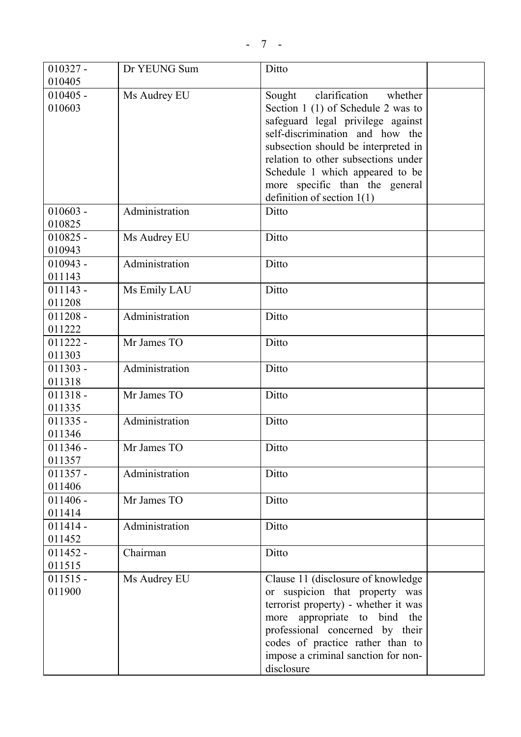| | | | |
|---|---|---|---|
| 010327 - 010405 | Dr YEUNG Sum | Ditto | |
| 010405 - 010603 | Ms Audrey EU | Sought clarification whether Section 1 (1) of Schedule 2 was to safeguard legal privilege against self-discrimination and how the subsection should be interpreted in relation to other subsections under Schedule 1 which appeared to be more specific than the general definition of section 1(1) | |
| 010603 - 010825 | Administration | Ditto | |
| 010825 - 010943 | Ms Audrey EU | Ditto | |
| 010943 - 011143 | Administration | Ditto | |
| 011143 - 011208 | Ms Emily LAU | Ditto | |
| 011208 - 011222 | Administration | Ditto | |
| 011222 - 011303 | Mr James TO | Ditto | |
| 011303 - 011318 | Administration | Ditto | |
| 011318 - 011335 | Mr James TO | Ditto | |
| 011335 - 011346 | Administration | Ditto | |
| 011346 - 011357 | Mr James TO | Ditto | |
| 011357 - 011406 | Administration | Ditto | |
| 011406 - 011414 | Mr James TO | Ditto | |
| 011414 - 011452 | Administration | Ditto | |
| 011452 - 011515 | Chairman | Ditto | |
| 011515 - 011900 | Ms Audrey EU | Clause 11 (disclosure of knowledge or suspicion that property was terrorist property) - whether it was more appropriate to bind the professional concerned by their codes of practice rather than to impose a criminal sanction for non-disclosure | |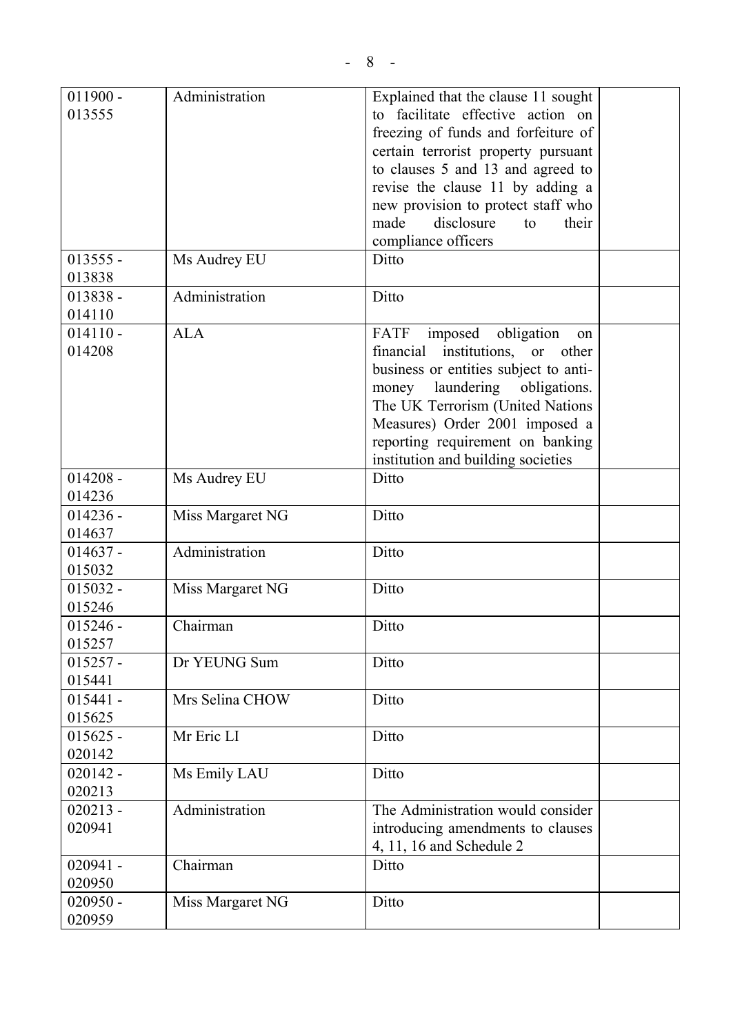| | | | |
|---|---|---|---|
| 011900 - 013555 | Administration | Explained that the clause 11 sought to facilitate effective action on freezing of funds and forfeiture of certain terrorist property pursuant to clauses 5 and 13 and agreed to revise the clause 11 by adding a new provision to protect staff who made disclosure to their compliance officers | |
| 013555 - 013838 | Ms Audrey EU | Ditto | |
| 013838 - 014110 | Administration | Ditto | |
| 014110 - 014208 | ALA | FATF imposed obligation on financial institutions, or other business or entities subject to anti-money laundering obligations. The UK Terrorism (United Nations Measures) Order 2001 imposed a reporting requirement on banking institution and building societies | |
| 014208 - 014236 | Ms Audrey EU | Ditto | |
| 014236 - 014637 | Miss Margaret NG | Ditto | |
| 014637 - 015032 | Administration | Ditto | |
| 015032 - 015246 | Miss Margaret NG | Ditto | |
| 015246 - 015257 | Chairman | Ditto | |
| 015257 - 015441 | Dr YEUNG Sum | Ditto | |
| 015441 - 015625 | Mrs Selina CHOW | Ditto | |
| 015625 - 020142 | Mr Eric LI | Ditto | |
| 020142 - 020213 | Ms Emily LAU | Ditto | |
| 020213 - 020941 | Administration | The Administration would consider introducing amendments to clauses 4, 11, 16 and Schedule 2 | |
| 020941 - 020950 | Chairman | Ditto | |
| 020950 - 020959 | Miss Margaret NG | Ditto | |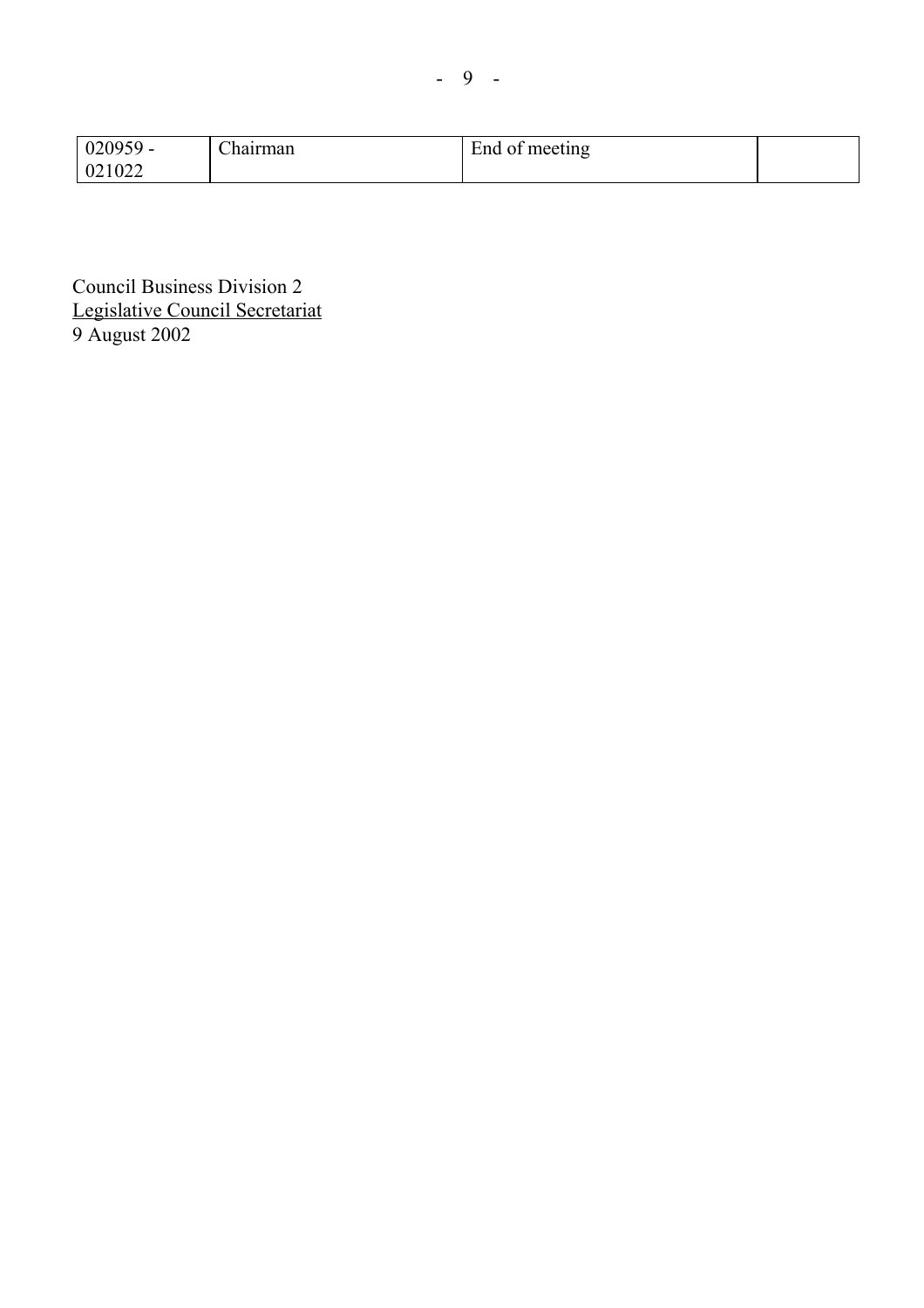| | | | |
|---|---|---|---|
| 020959 - 021022 | Chairman | End of meeting | |

Council Business Division 2
Legislative Council Secretariat
9 August 2002